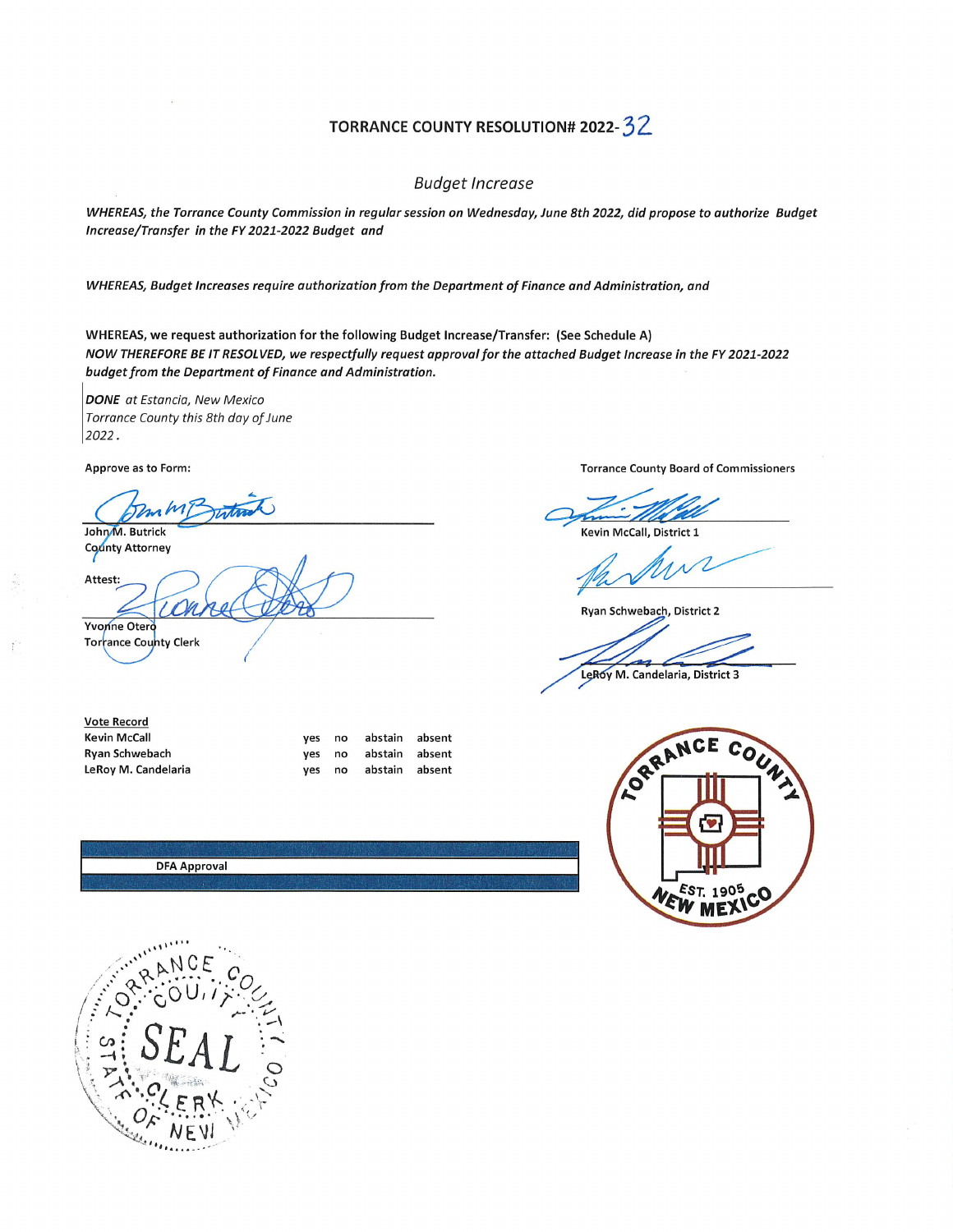# TORRANCE COUNTY RESOLUTION# 2022-32

*Budget Increase*

*WHEREAS, the Torrance County Commission in regular session on Wednesday, June 8th 2022, did propose to authorize Budget Increase/Transfer in the FY 2021-2022 Budget and*

*WHEREAS, Budget Increases require authorization from the Department of Finance and Administration, and*

WHEREAS, we request authorization for the following Budget Increase/Transfer: (See Schedule A)

***NOW THEREFORE BE IT RESOLVED, we respectfully request approval for the attached Budget Increase in the FY 2021-2022 budget from the Department of Finance and Administration.***

***DONE** at Estancia, New Mexico*
*Torrance County this 8th day of June 2022.*

Approve as to Form:

John M. Butrick
County Attorney

Attest:

Yvonne Otero
Torrance County Clerk

Torrance County Board of Commissioners

Kevin McCall, District 1

Ryan Schwebach, District 2

LeRoy M. Candelaria, District 3

**Vote Record**

| | | | | |
|---|---|---|---|---|
| Kevin McCall | yes | no | abstain | absent |
| Ryan Schwebach | yes | no | abstain | absent |
| LeRoy M. Candelaria | yes | no | abstain | absent |

DFA Approval

TORRANCE COUNTY EST. 1905 NEW MEXICO

TORRANCE COUNTY SEAL CLERK STATE OF NEW MEXICO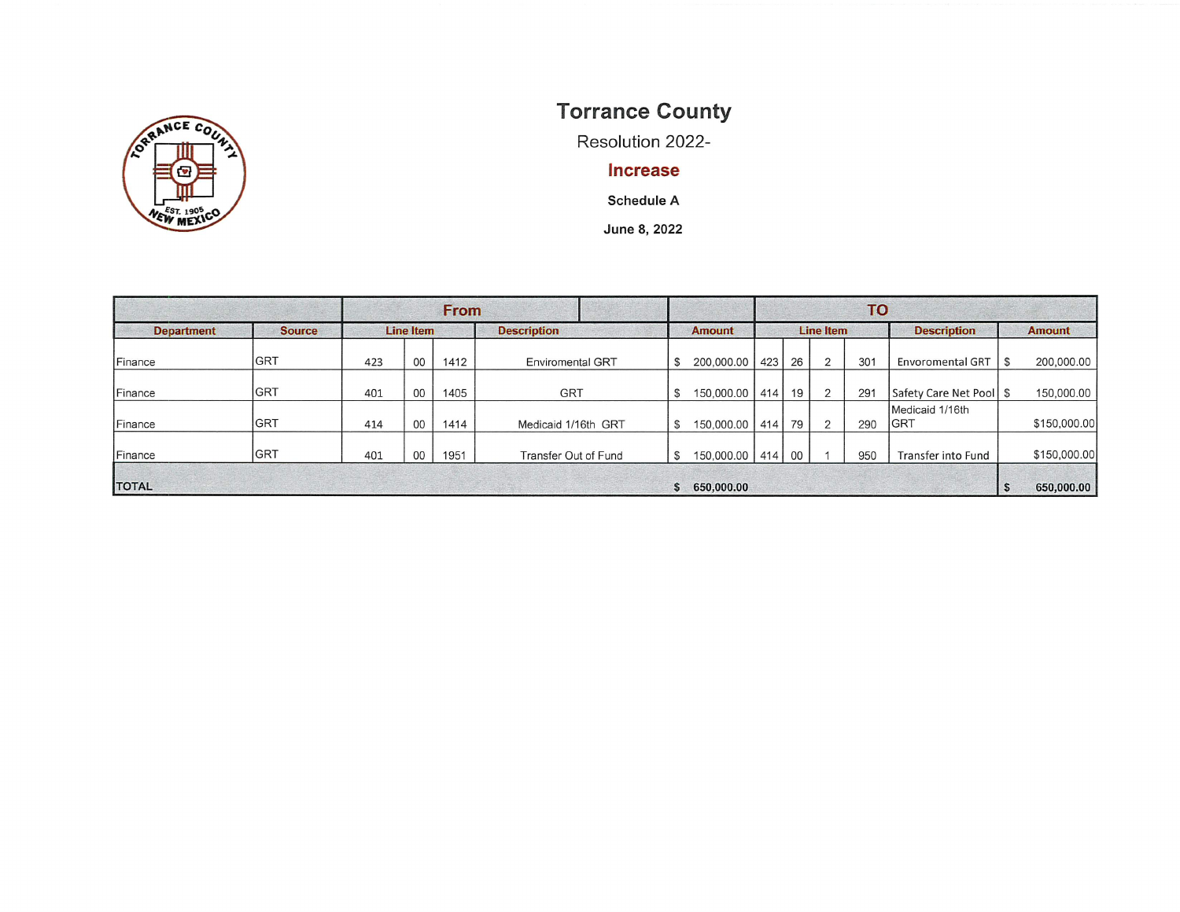# Torrance County

Resolution 2022-

**Increase**

**Schedule A**

**June 8, 2022**

| | | From | | | | | | TO | | | | | |
|---|---|---|---|---|---|---|---|---|---|---|---|---|---|
| Department | Source | Line Item | | | Description | Amount | Line Item | | | | Description | Amount |
| Finance | GRT | 423 | 00 | 1412 | Enviromental GRT | $ 200,000.00 | 423 | 26 | 2 | 301 | Envoromental GRT | $ 200,000.00 |
| Finance | GRT | 401 | 00 | 1405 | GRT | $ 150,000.00 | 414 | 19 | 2 | 291 | Safety Care Net Pool | $ 150,000.00 |
| Finance | GRT | 414 | 00 | 1414 | Medicaid 1/16th GRT | $ 150,000.00 | 414 | 79 | 2 | 290 | Medicaid 1/16th GRT | $150,000.00 |
| Finance | GRT | 401 | 00 | 1951 | Transfer Out of Fund | $ 150,000.00 | 414 | 00 | 1 | 950 | Transfer into Fund | $150,000.00 |
| **TOTAL** | | | | | | **$ 650,000.00** | | | | | | **$ 650,000.00** |